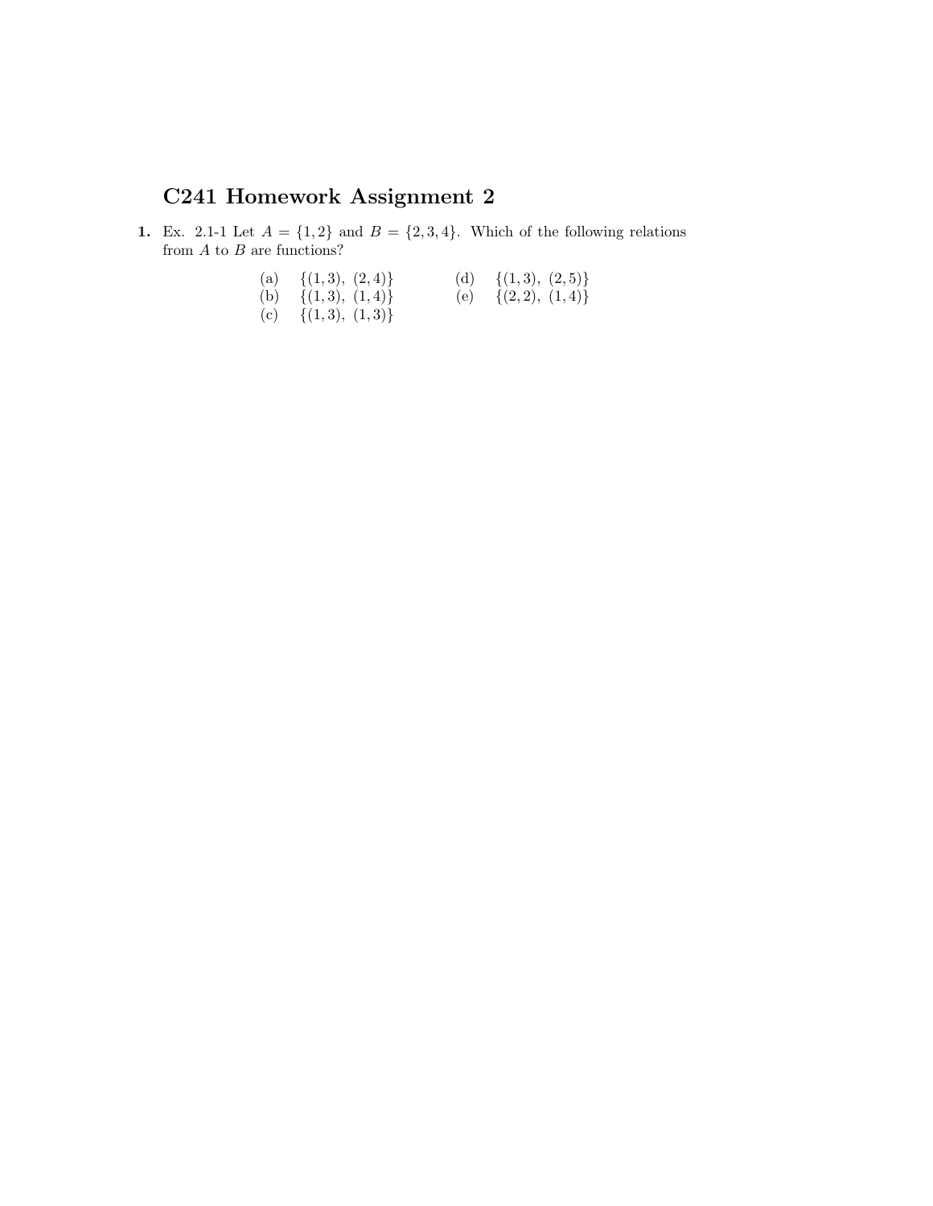# C241 Homework Assignment 2

**1.** Ex. 2.1-1 Let $A = \{1, 2\}$ and $B = \{2, 3, 4\}$. Which of the following relations from $A$ to $B$ are functions?

(a) $\{(1, 3),\ (2, 4)\}$

(b) $\{(1, 3),\ (1, 4)\}$

(c) $\{(1, 3),\ (1, 3)\}$

(d) $\{(1, 3),\ (2, 5)\}$

(e) $\{(2, 2),\ (1, 4)\}$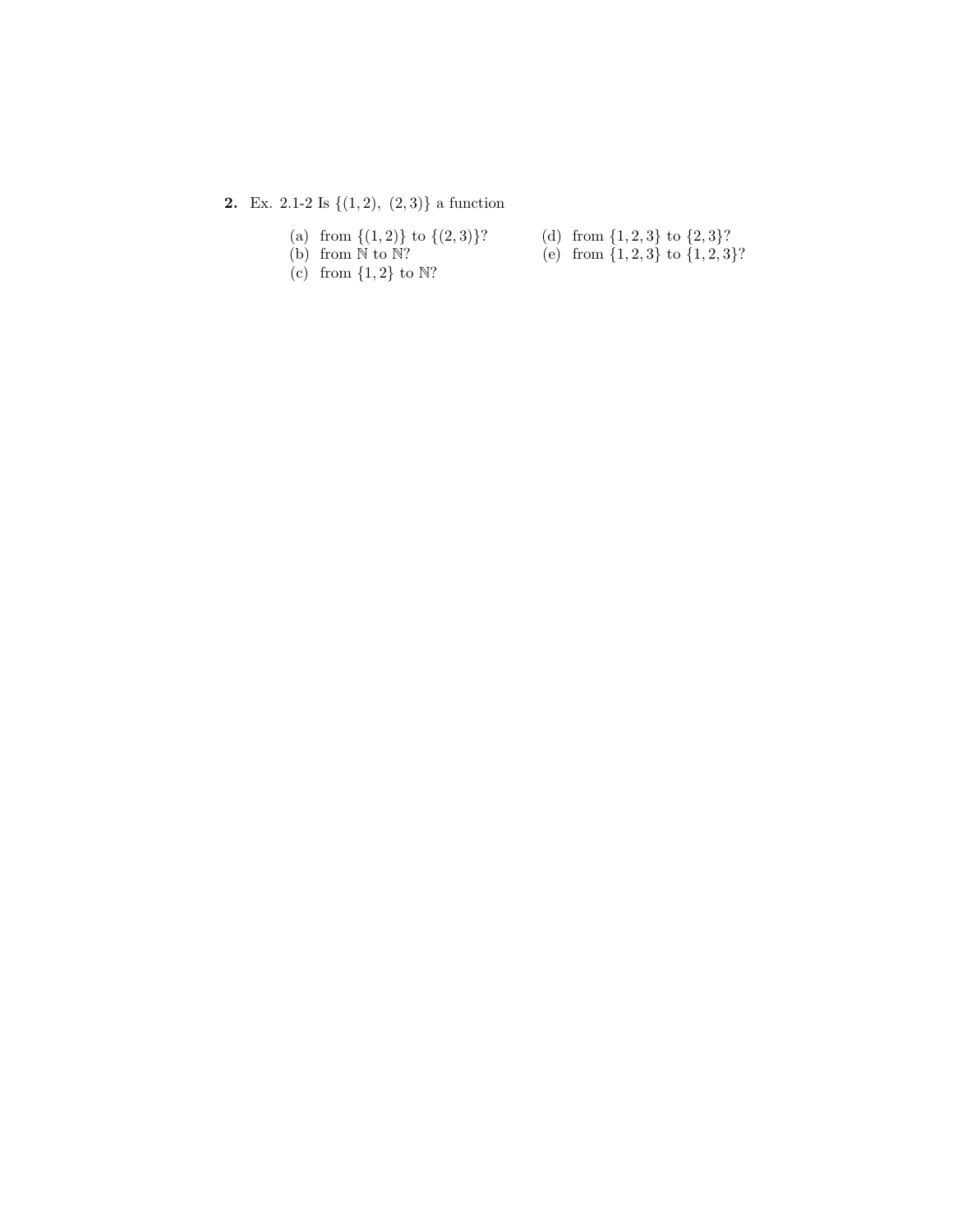**2.** Ex. 2.1-2 Is $\{(1,2),\ (2,3)\}$ a function

(a) from $\{(1,2)\}$ to $\{(2,3)\}$?

(b) from $\mathbb{N}$ to $\mathbb{N}$?

(c) from $\{1,2\}$ to $\mathbb{N}$?

(d) from $\{1,2,3\}$ to $\{2,3\}$?

(e) from $\{1,2,3\}$ to $\{1,2,3\}$?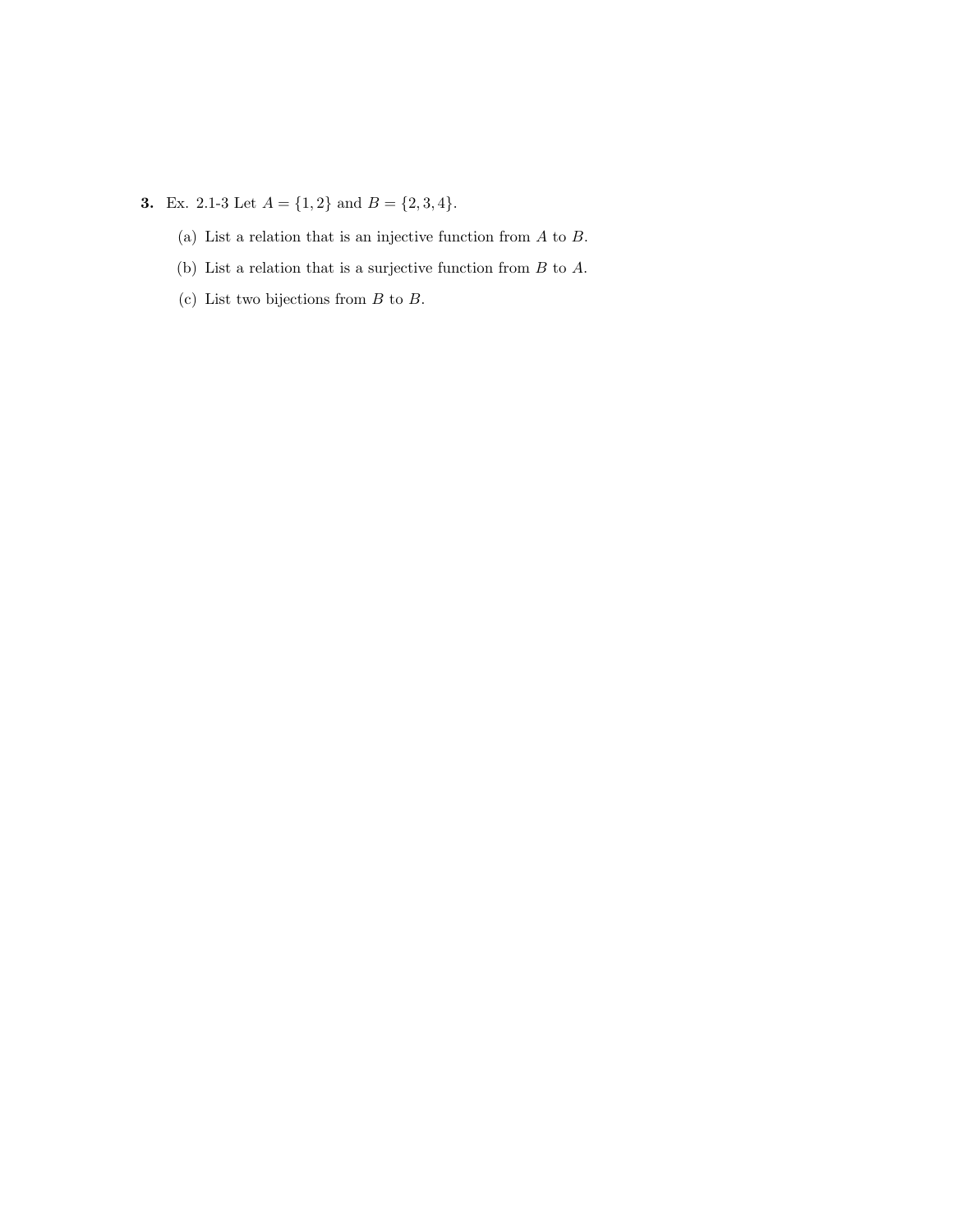**3.** Ex. 2.1-3 Let $A = \{1, 2\}$ and $B = \{2, 3, 4\}$.

(a) List a relation that is an injective function from $A$ to $B$.

(b) List a relation that is a surjective function from $B$ to $A$.

(c) List two bijections from $B$ to $B$.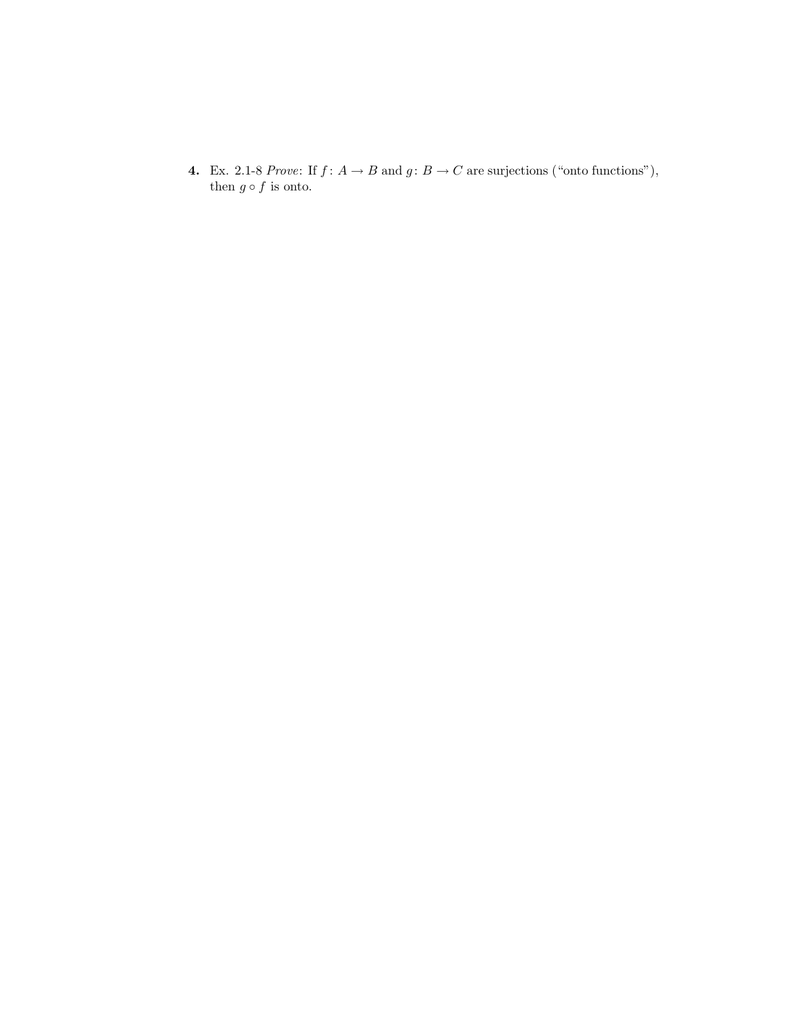**4.** Ex. 2.1-8 *Prove*: If $f\colon A \to B$ and $g\colon B \to C$ are surjections ("onto functions"), then $g \circ f$ is onto.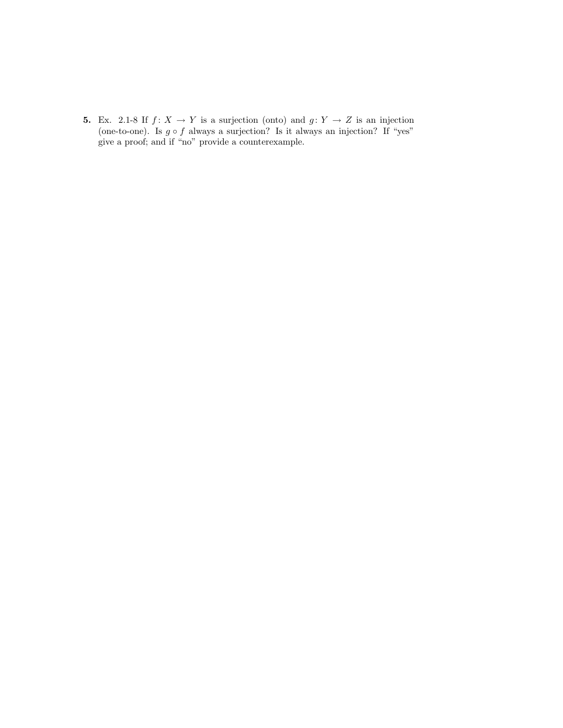**5.** Ex. 2.1-8 If $f\colon X \to Y$ is a surjection (onto) and $g\colon Y \to Z$ is an injection (one-to-one). Is $g \circ f$ always a surjection? Is it always an injection? If "yes" give a proof; and if "no" provide a counterexample.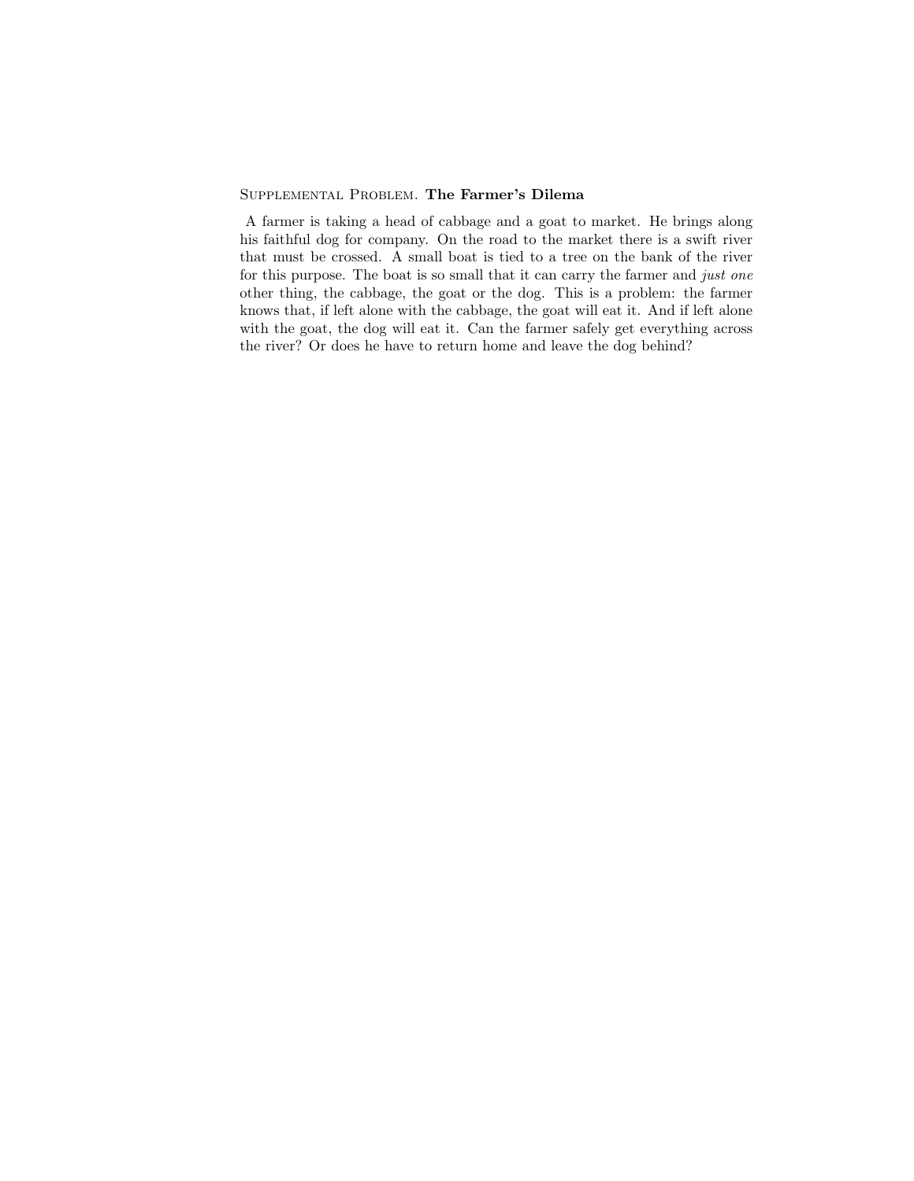Supplemental Problem. **The Farmer's Dilema**

A farmer is taking a head of cabbage and a goat to market. He brings along his faithful dog for company. On the road to the market there is a swift river that must be crossed. A small boat is tied to a tree on the bank of the river for this purpose. The boat is so small that it can carry the farmer and *just one* other thing, the cabbage, the goat or the dog. This is a problem: the farmer knows that, if left alone with the cabbage, the goat will eat it. And if left alone with the goat, the dog will eat it. Can the farmer safely get everything across the river? Or does he have to return home and leave the dog behind?